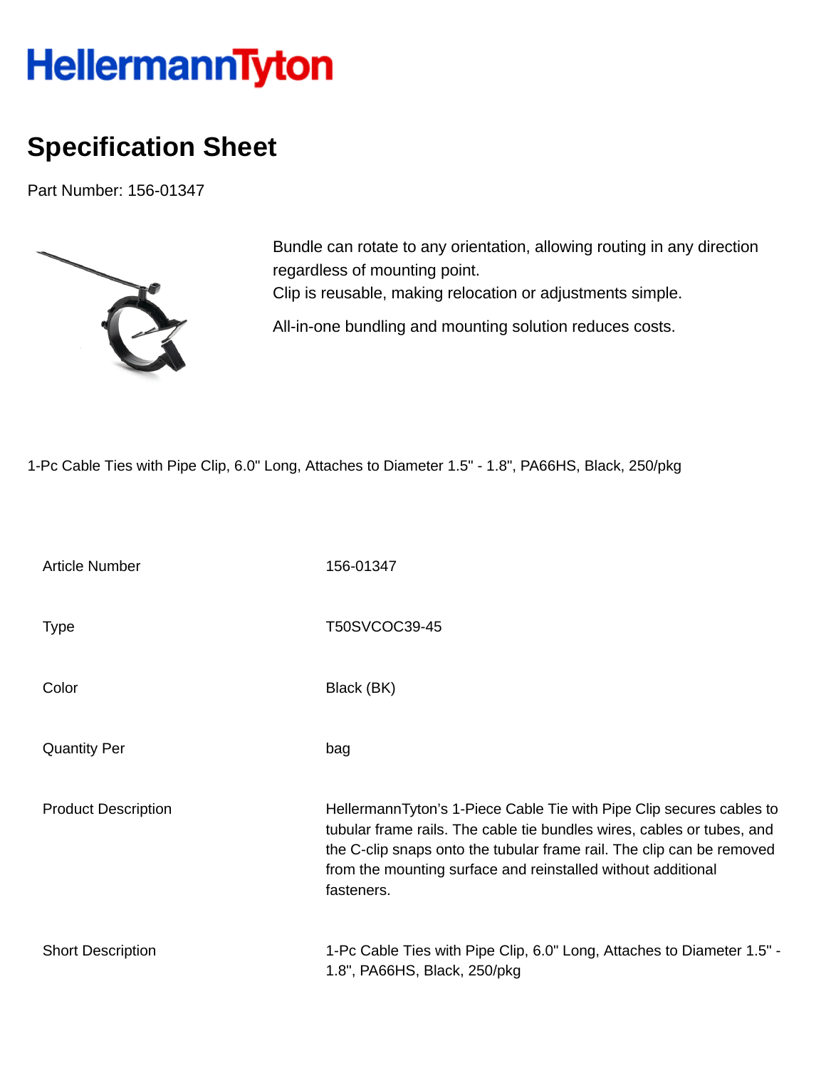# HellermannTyton

## Specification Sheet

Part Number: 156-01347

Bundle can rotate to any orientation, allowing routing in any direction regardless of mounting point.
Clip is reusable, making relocation or adjustments simple.

All-in-one bundling and mounting solution reduces costs.

1-Pc Cable Ties with Pipe Clip, 6.0" Long, Attaches to Diameter 1.5" - 1.8", PA66HS, Black, 250/pkg

| | |
|---|---|
| Article Number | 156-01347 |
| Type | T50SVCOC39-45 |
| Color | Black (BK) |
| Quantity Per | bag |
| Product Description | HellermannTyton's 1-Piece Cable Tie with Pipe Clip secures cables to tubular frame rails. The cable tie bundles wires, cables or tubes, and the C-clip snaps onto the tubular frame rail. The clip can be removed from the mounting surface and reinstalled without additional fasteners. |
| Short Description | 1-Pc Cable Ties with Pipe Clip, 6.0" Long, Attaches to Diameter 1.5" - 1.8", PA66HS, Black, 250/pkg |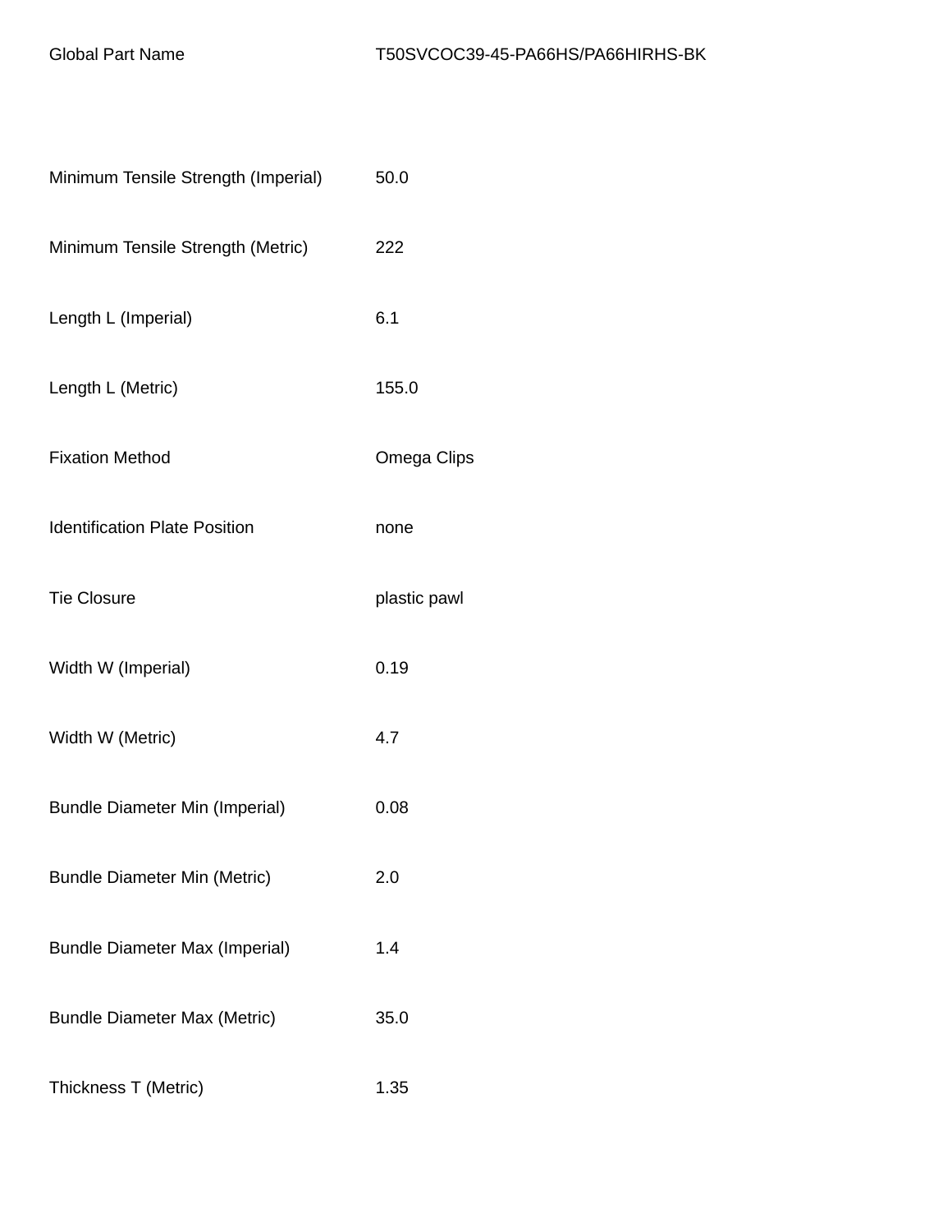| Global Part Name | T50SVCOC39-45-PA66HS/PA66HIRHS-BK |
| --- | --- |
| Minimum Tensile Strength (Imperial) | 50.0 |
| Minimum Tensile Strength (Metric) | 222 |
| Length L (Imperial) | 6.1 |
| Length L (Metric) | 155.0 |
| Fixation Method | Omega Clips |
| Identification Plate Position | none |
| Tie Closure | plastic pawl |
| Width W (Imperial) | 0.19 |
| Width W (Metric) | 4.7 |
| Bundle Diameter Min (Imperial) | 0.08 |
| Bundle Diameter Min (Metric) | 2.0 |
| Bundle Diameter Max (Imperial) | 1.4 |
| Bundle Diameter Max (Metric) | 35.0 |
| Thickness T (Metric) | 1.35 |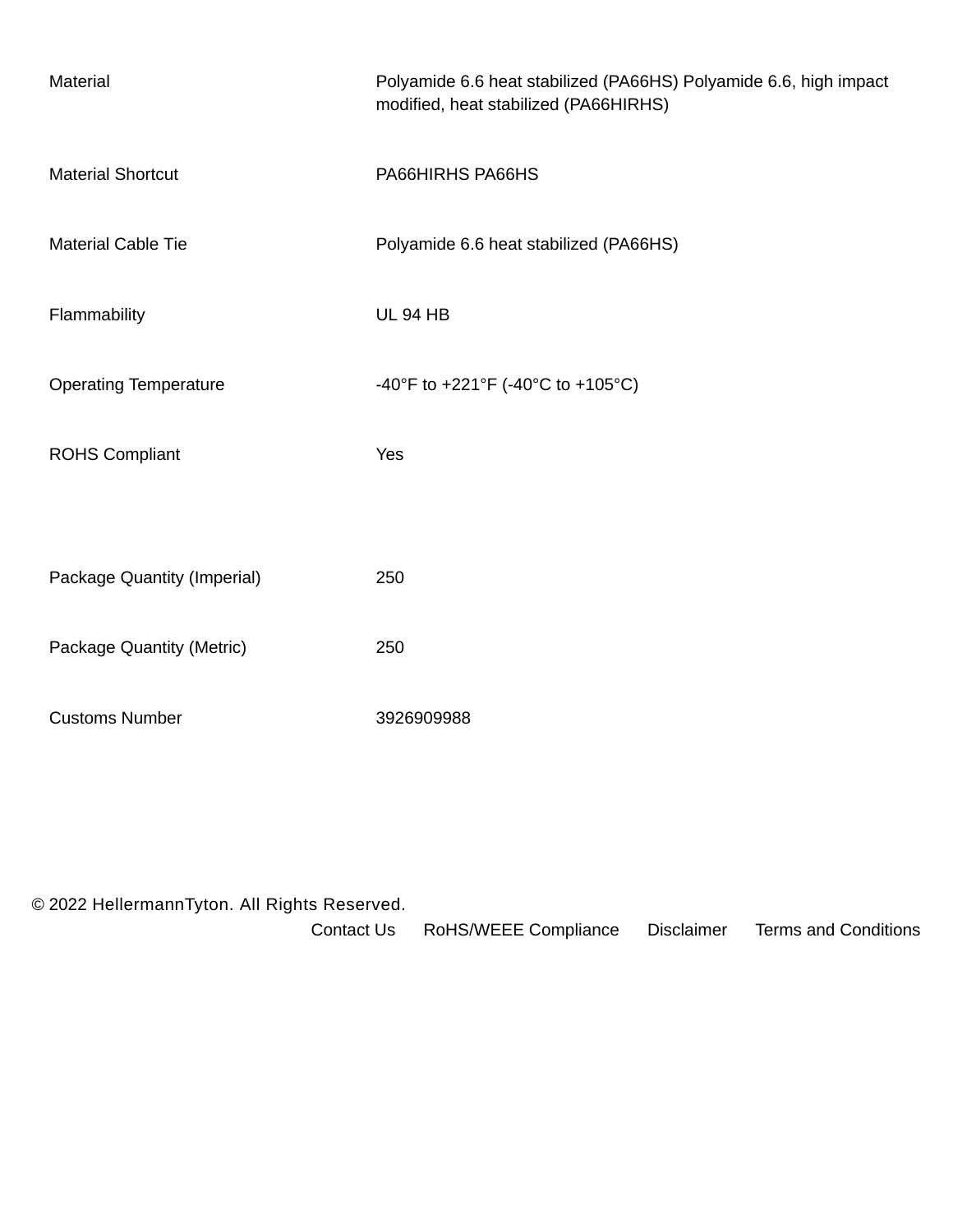| | |
|---|---|
| Material | Polyamide 6.6 heat stabilized (PA66HS) Polyamide 6.6, high impact modified, heat stabilized (PA66HIRHS) |
| Material Shortcut | PA66HIRHS PA66HS |
| Material Cable Tie | Polyamide 6.6 heat stabilized (PA66HS) |
| Flammability | UL 94 HB |
| Operating Temperature | -40°F to +221°F (-40°C to +105°C) |
| ROHS Compliant | Yes |

| | |
|---|---|
| Package Quantity (Imperial) | 250 |
| Package Quantity (Metric) | 250 |
| Customs Number | 3926909988 |

© 2022 HellermannTyton. All Rights Reserved.

Contact Us    RoHS/WEEE Compliance    Disclaimer    Terms and Conditions